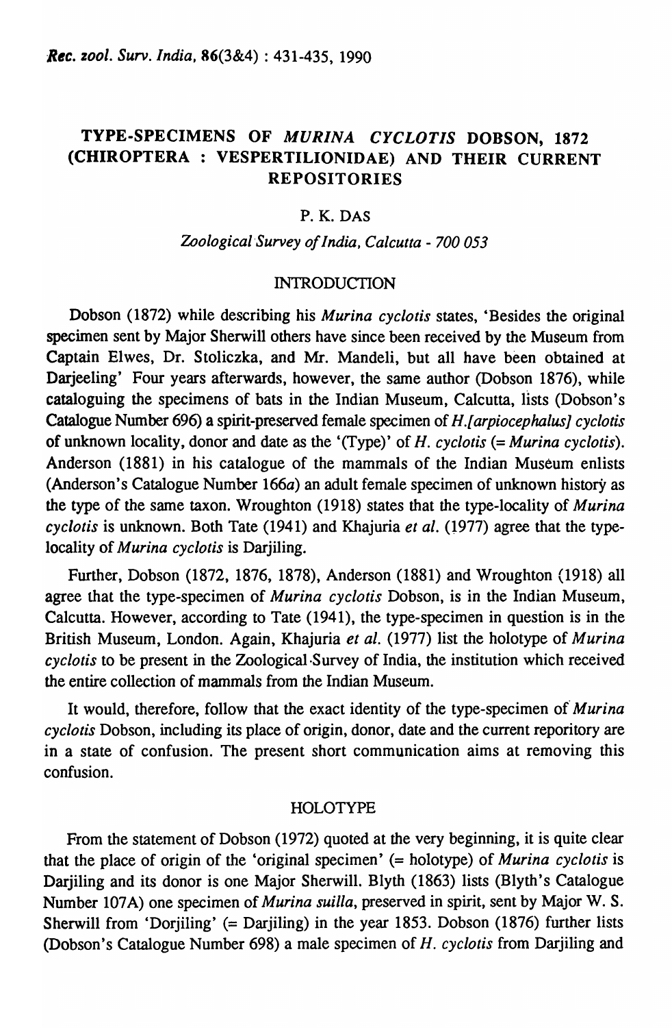# TYPE-SPECIMENS OF *MURINA CYCLOTIS* DOBSON, 1872 (CHIROPTERA : VESPERTILIONIDAE) AND THEIR CURRENT REPOSITORIES

P. K. DAS

*Zoological Survey of India, Calcutta - 700 053*

## INTRODUCTION

Dobson (1872) while describing his *Murina cyclotis* states, 'Besides the original specimen sent by Major Sherwill others have since been received by the Museum from Captain Elwes, Dr. Stoliczka, and Mr. Mandeli, but all have been obtained at Darjeeling' Four years afterwards, however, the same author (Dobson 1876), while cataloguing the specimens of bats in the Indian Museum, Calcutta, lists (Dobson's Catalogue Number 696) a spirit-preserved female specimen of *H.[arpiocephalus] cyclotis* of unknown locality, donor and date as the '(Type)' of *H. cyclotis* (= *Murina cyclotis*). Anderson (1881) in his catalogue of the mammals of the Indian Museum enlists (Anderson's Catalogue Number 166*a*) an adult female specimen of unknown history as the type of the same taxon. Wroughton (1918) states that the type-locality of *Murina cyclotis* is unknown. Both Tate (1941) and Khajuria *et al.* (1977) agree that the type-locality of *Murina cyclotis* is Darjiling.

Further, Dobson (1872, 1876, 1878), Anderson (1881) and Wroughton (1918) all agree that the type-specimen of *Murina cyclotis* Dobson, is in the Indian Museum, Calcutta. However, according to Tate (1941), the type-specimen in question is in the British Museum, London. Again, Khajuria *et al.* (1977) list the holotype of *Murina cyclotis* to be present in the Zoological Survey of India, the institution which received the entire collection of mammals from the Indian Museum.

It would, therefore, follow that the exact identity of the type-specimen of *Murina cyclotis* Dobson, including its place of origin, donor, date and the current reporitory are in a state of confusion. The present short communication aims at removing this confusion.

## HOLOTYPE

From the statement of Dobson (1972) quoted at the very beginning, it is quite clear that the place of origin of the 'original specimen' (= holotype) of *Murina cyclotis* is Darjiling and its donor is one Major Sherwill. Blyth (1863) lists (Blyth's Catalogue Number 107A) one specimen of *Murina suilla*, preserved in spirit, sent by Major W. S. Sherwill from 'Dorjiling' (= Darjiling) in the year 1853. Dobson (1876) further lists (Dobson's Catalogue Number 698) a male specimen of *H. cyclotis* from Darjiling and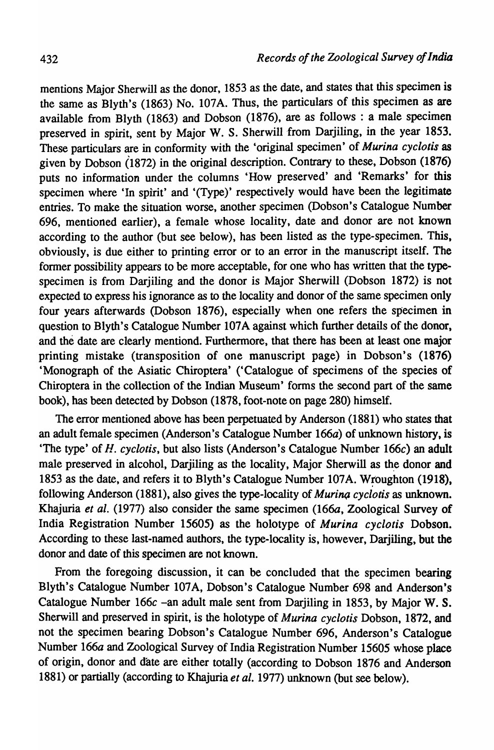mentions Major Sherwill as the donor, 1853 as the date, and states that this specimen is the same as Blyth's (1863) No. 107A. Thus, the particulars of this specimen as are available from Blyth (1863) and Dobson (1876), are as follows : a male specimen preserved in spirit, sent by Major W. S. Sherwill from Darjiling, in the year 1853. These particulars are in conformity with the 'original specimen' of *Murina cyclotis* as given by Dobson (1872) in the original description. Contrary to these, Dobson (1876) puts no information under the columns 'How preserved' and 'Remarks' for this specimen where 'In spirit' and '(Type)' respectively would have been the legitimate entries. To make the situation worse, another specimen (Dobson's Catalogue Number 696, mentioned earlier), a female whose locality, date and donor are not known according to the author (but see below), has been listed as the type-specimen. This, obviously, is due either to printing error or to an error in the manuscript itself. The former possibility appears to be more acceptable, for one who has written that the type-specimen is from Darjiling and the donor is Major Sherwill (Dobson 1872) is not expected to express his ignorance as to the locality and donor of the same specimen only four years afterwards (Dobson 1876), especially when one refers the specimen in question to Blyth's Catalogue Number 107A against which further details of the donor, and the date are clearly mentiond. Furthermore, that there has been at least one major printing mistake (transposition of one manuscript page) in Dobson's (1876) 'Monograph of the Asiatic Chiroptera' ('Catalogue of specimens of the species of Chiroptera in the collection of the Indian Museum' forms the second part of the same book), has been detected by Dobson (1878, foot-note on page 280) himself.

The error mentioned above has been perpetuated by Anderson (1881) who states that an adult female specimen (Anderson's Catalogue Number 166*a*) of unknown history, is 'The type' of *H. cyclotis*, but also lists (Anderson's Catalogue Number 166*c*) an adult male preserved in alcohol, Darjiling as the locality, Major Sherwill as the donor and 1853 as the date, and refers it to Blyth's Catalogue Number 107A. Wroughton (1918), following Anderson (1881), also gives the type-locality of *Murina cyclotis* as unknown. Khajuria *et al.* (1977) also consider the same specimen (166*a*, Zoological Survey of India Registration Number 15605) as the holotype of *Murina cyclotis* Dobson. According to these last-named authors, the type-locality is, however, Darjiling, but the donor and date of this specimen are not known.

From the foregoing discussion, it can be concluded that the specimen bearing Blyth's Catalogue Number 107A, Dobson's Catalogue Number 698 and Anderson's Catalogue Number 166*c* –an adult male sent from Darjiling in 1853, by Major W. S. Sherwill and preserved in spirit, is the holotype of *Murina cyclotis* Dobson, 1872, and not the specimen bearing Dobson's Catalogue Number 696, Anderson's Catalogue Number 166*a* and Zoological Survey of India Registration Number 15605 whose place of origin, donor and date are either totally (according to Dobson 1876 and Anderson 1881) or partially (according to Khajuria *et al.* 1977) unknown (but see below).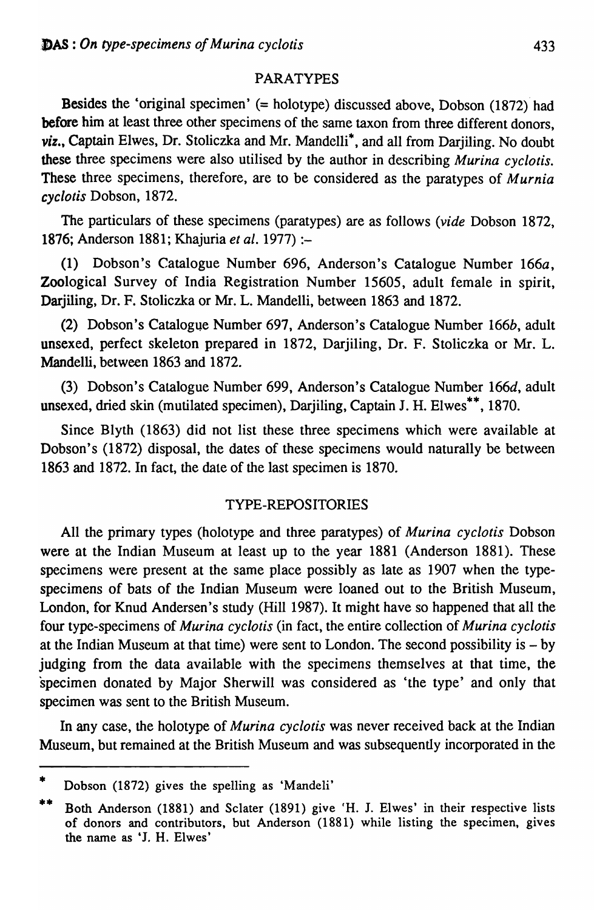## PARATYPES

Besides the 'original specimen' (= holotype) discussed above, Dobson (1872) had before him at least three other specimens of the same taxon from three different donors, *viz.*, Captain Elwes, Dr. Stoliczka and Mr. Mandelli*, and all from Darjiling. No doubt these three specimens were also utilised by the author in describing *Murina cyclotis*. These three specimens, therefore, are to be considered as the paratypes of *Murnia cyclotis* Dobson, 1872.

The particulars of these specimens (paratypes) are as follows (*vide* Dobson 1872, 1876; Anderson 1881; Khajuria *et al.* 1977) :–

(1) Dobson's Catalogue Number 696, Anderson's Catalogue Number 166*a*, Zoological Survey of India Registration Number 15605, adult female in spirit, Darjiling, Dr. F. Stoliczka or Mr. L. Mandelli, between 1863 and 1872.

(2) Dobson's Catalogue Number 697, Anderson's Catalogue Number 166*b*, adult unsexed, perfect skeleton prepared in 1872, Darjiling, Dr. F. Stoliczka or Mr. L. Mandelli, between 1863 and 1872.

(3) Dobson's Catalogue Number 699, Anderson's Catalogue Number 166*d*, adult unsexed, dried skin (mutilated specimen), Darjiling, Captain J. H. Elwes**, 1870.

Since Blyth (1863) did not list these three specimens which were available at Dobson's (1872) disposal, the dates of these specimens would naturally be between 1863 and 1872. In fact, the date of the last specimen is 1870.

## TYPE-REPOSITORIES

All the primary types (holotype and three paratypes) of *Murina cyclotis* Dobson were at the Indian Museum at least up to the year 1881 (Anderson 1881). These specimens were present at the same place possibly as late as 1907 when the type-specimens of bats of the Indian Museum were loaned out to the British Museum, London, for Knud Andersen's study (Hill 1987). It might have so happened that all the four type-specimens of *Murina cyclotis* (in fact, the entire collection of *Murina cyclotis* at the Indian Museum at that time) were sent to London. The second possibility is – by judging from the data available with the specimens themselves at that time, the specimen donated by Major Sherwill was considered as 'the type' and only that specimen was sent to the British Museum.

In any case, the holotype of *Murina cyclotis* was never received back at the Indian Museum, but remained at the British Museum and was subsequently incorporated in the

---

* Dobson (1872) gives the spelling as 'Mandeli'

** Both Anderson (1881) and Sclater (1891) give 'H. J. Elwes' in their respective lists of donors and contributors, but Anderson (1881) while listing the specimen, gives the name as 'J. H. Elwes'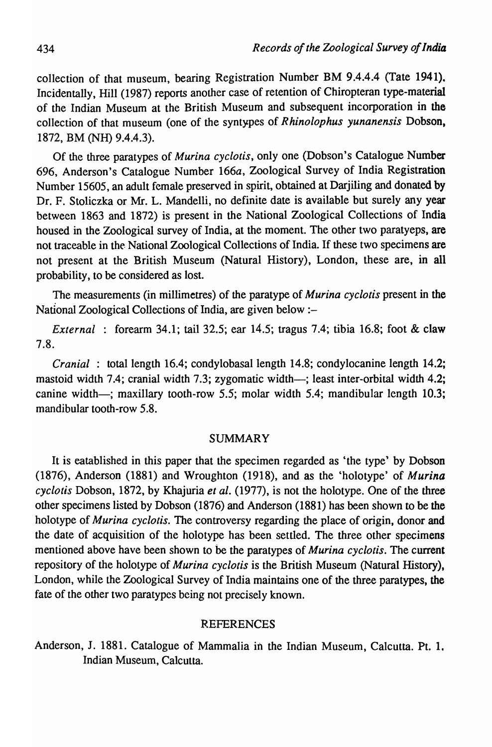collection of that museum, bearing Registration Number BM 9.4.4.4 (Tate 1941). Incidentally, Hill (1987) reports another case of retention of Chiropteran type-material of the Indian Museum at the British Museum and subsequent incorporation in the collection of that museum (one of the syntypes of *Rhinolophus yunanensis* Dobson, 1872, BM (NH) 9.4.4.3).

Of the three paratypes of *Murina cyclotis*, only one (Dobson's Catalogue Number 696, Anderson's Catalogue Number 166*a*, Zoological Survey of India Registration Number 15605, an adult female preserved in spirit, obtained at Darjiling and donated by Dr. F. Stoliczka or Mr. L. Mandelli, no definite date is available but surely any year between 1863 and 1872) is present in the National Zoological Collections of India housed in the Zoological survey of India, at the moment. The other two paratyeps, are not traceable in the National Zoological Collections of India. If these two specimens are not present at the British Museum (Natural History), London, these are, in all probability, to be considered as lost.

The measurements (in millimetres) of the paratype of *Murina cyclotis* present in the National Zoological Collections of India, are given below :–

*External* : forearm 34.1; tail 32.5; ear 14.5; tragus 7.4; tibia 16.8; foot & claw 7.8.

*Cranial* : total length 16.4; condylobasal length 14.8; condylocanine length 14.2; mastoid width 7.4; cranial width 7.3; zygomatic width—; least inter-orbital width 4.2; canine width—; maxillary tooth-row 5.5; molar width 5.4; mandibular length 10.3; mandibular tooth-row 5.8.

## SUMMARY

It is eatablished in this paper that the specimen regarded as 'the type' by Dobson (1876), Anderson (1881) and Wroughton (1918), and as the 'holotype' of *Murina cyclotis* Dobson, 1872, by Khajuria *et al.* (1977), is not the holotype. One of the three other specimens listed by Dobson (1876) and Anderson (1881) has been shown to be the holotype of *Murina cyclotis*. The controversy regarding the place of origin, donor and the date of acquisition of the holotype has been settled. The three other specimens mentioned above have been shown to be the paratypes of *Murina cyclotis*. The current repository of the holotype of *Murina cyclotis* is the British Museum (Natural History), London, while the Zoological Survey of India maintains one of the three paratypes, the fate of the other two paratypes being not precisely known.

## REFERENCES

Anderson, J. 1881. Catalogue of Mammalia in the Indian Museum, Calcutta. Pt. 1. Indian Museum, Calcutta.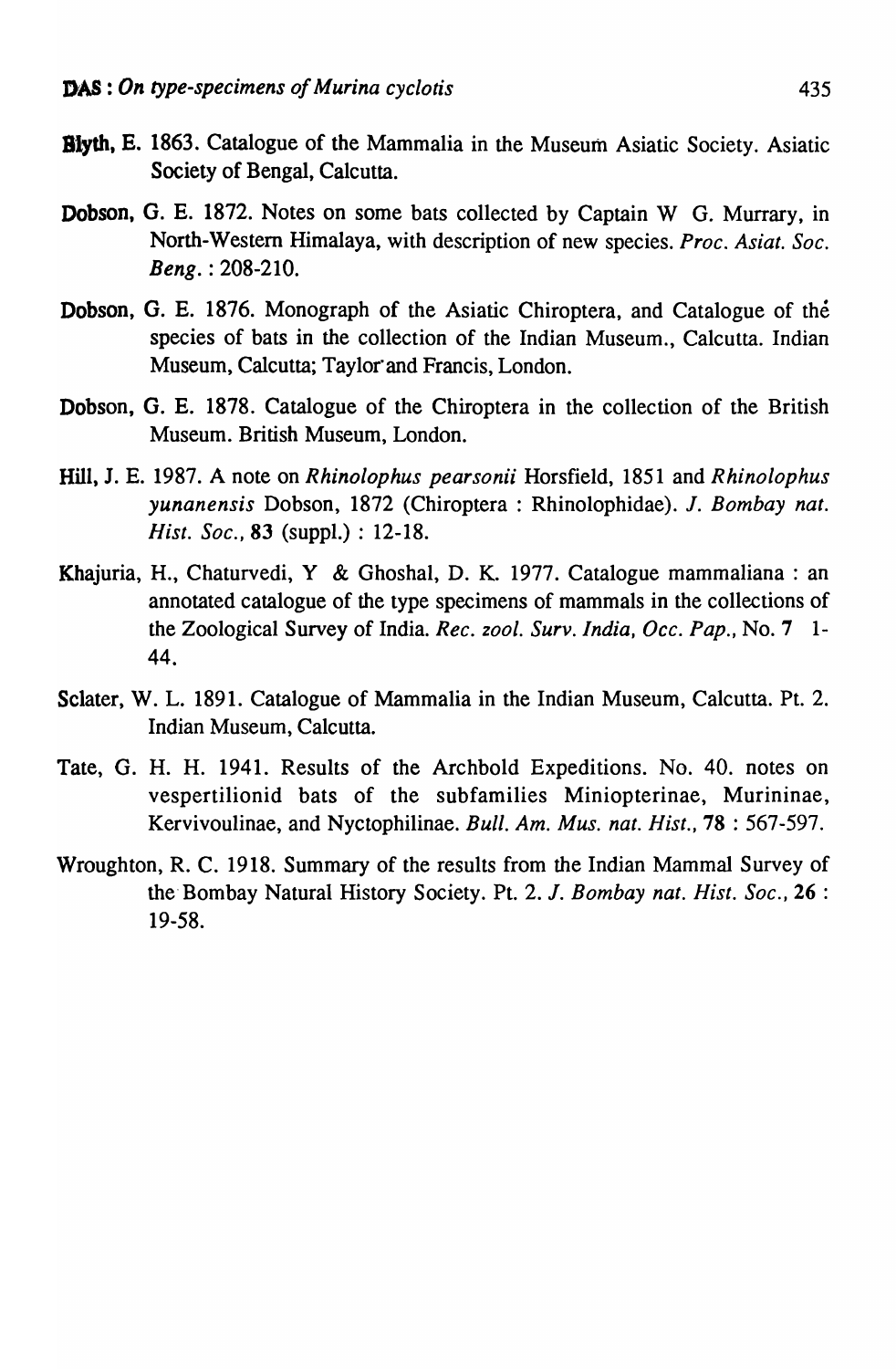**Blyth**, E. 1863. Catalogue of the Mammalia in the Museum Asiatic Society. Asiatic Society of Bengal, Calcutta.

**Dobson**, G. E. 1872. Notes on some bats collected by Captain W G. Murrary, in North-Western Himalaya, with description of new species. *Proc. Asiat. Soc. Beng.* : 208-210.

**Dobson**, G. E. 1876. Monograph of the Asiatic Chiroptera, and Catalogue of thé species of bats in the collection of the Indian Museum., Calcutta. Indian Museum, Calcutta; Taylor and Francis, London.

**Dobson**, G. E. 1878. Catalogue of the Chiroptera in the collection of the British Museum. British Museum, London.

**Hill**, J. E. 1987. A note on *Rhinolophus pearsonii* Horsfield, 1851 and *Rhinolophus yunanensis* Dobson, 1872 (Chiroptera : Rhinolophidae). *J. Bombay nat. Hist. Soc.*, **83** (suppl.) : 12-18.

**Khajuria**, H., Chaturvedi, Y & Ghoshal, D. K. 1977. Catalogue mammaliana : an annotated catalogue of the type specimens of mammals in the collections of the Zoological Survey of India. *Rec. zool. Surv. India, Occ. Pap.*, No. **7** 1-44.

**Sclater**, W. L. 1891. Catalogue of Mammalia in the Indian Museum, Calcutta. Pt. 2. Indian Museum, Calcutta.

**Tate**, G. H. H. 1941. Results of the Archbold Expeditions. No. 40. notes on vespertilionid bats of the subfamilies Miniopterinae, Murininae, Kervivoulinae, and Nyctophilinae. *Bull. Am. Mus. nat. Hist.*, **78** : 567-597.

**Wroughton**, R. C. 1918. Summary of the results from the Indian Mammal Survey of the Bombay Natural History Society. Pt. 2. *J. Bombay nat. Hist. Soc.*, **26** : 19-58.